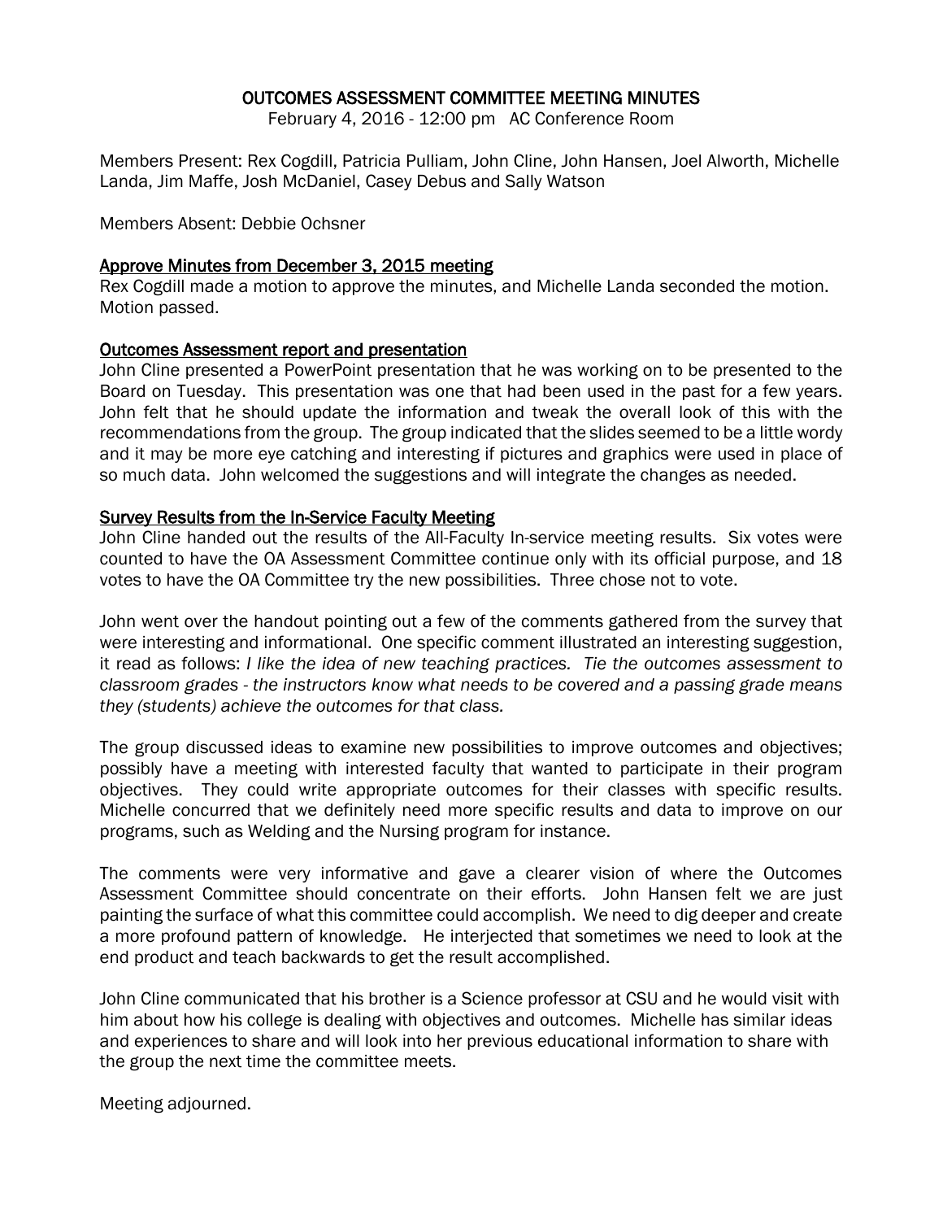# OUTCOMES ASSESSMENT COMMITTEE MEETING MINUTES

February 4, 2016 - 12:00 pm AC Conference Room

Members Present: Rex Cogdill, Patricia Pulliam, John Cline, John Hansen, Joel Alworth, Michelle Landa, Jim Maffe, Josh McDaniel, Casey Debus and Sally Watson

Members Absent: Debbie Ochsner

## Approve Minutes from December 3, 2015 meeting

Rex Cogdill made a motion to approve the minutes, and Michelle Landa seconded the motion. Motion passed.

## Outcomes Assessment report and presentation

John Cline presented a PowerPoint presentation that he was working on to be presented to the Board on Tuesday. This presentation was one that had been used in the past for a few years. John felt that he should update the information and tweak the overall look of this with the recommendations from the group. The group indicated that the slides seemed to be a little wordy and it may be more eye catching and interesting if pictures and graphics were used in place of so much data. John welcomed the suggestions and will integrate the changes as needed.

## Survey Results from the In-Service Faculty Meeting

John Cline handed out the results of the All-Faculty In-service meeting results. Six votes were counted to have the OA Assessment Committee continue only with its official purpose, and 18 votes to have the OA Committee try the new possibilities. Three chose not to vote.

John went over the handout pointing out a few of the comments gathered from the survey that were interesting and informational. One specific comment illustrated an interesting suggestion, it read as follows: *I like the idea of new teaching practices. Tie the outcomes assessment to classroom grades - the instructors know what needs to be covered and a passing grade means they (students) achieve the outcomes for that class.*

The group discussed ideas to examine new possibilities to improve outcomes and objectives; possibly have a meeting with interested faculty that wanted to participate in their program objectives. They could write appropriate outcomes for their classes with specific results. Michelle concurred that we definitely need more specific results and data to improve on our programs, such as Welding and the Nursing program for instance.

The comments were very informative and gave a clearer vision of where the Outcomes Assessment Committee should concentrate on their efforts. John Hansen felt we are just painting the surface of what this committee could accomplish. We need to dig deeper and create a more profound pattern of knowledge. He interjected that sometimes we need to look at the end product and teach backwards to get the result accomplished.

John Cline communicated that his brother is a Science professor at CSU and he would visit with him about how his college is dealing with objectives and outcomes. Michelle has similar ideas and experiences to share and will look into her previous educational information to share with the group the next time the committee meets.

Meeting adjourned.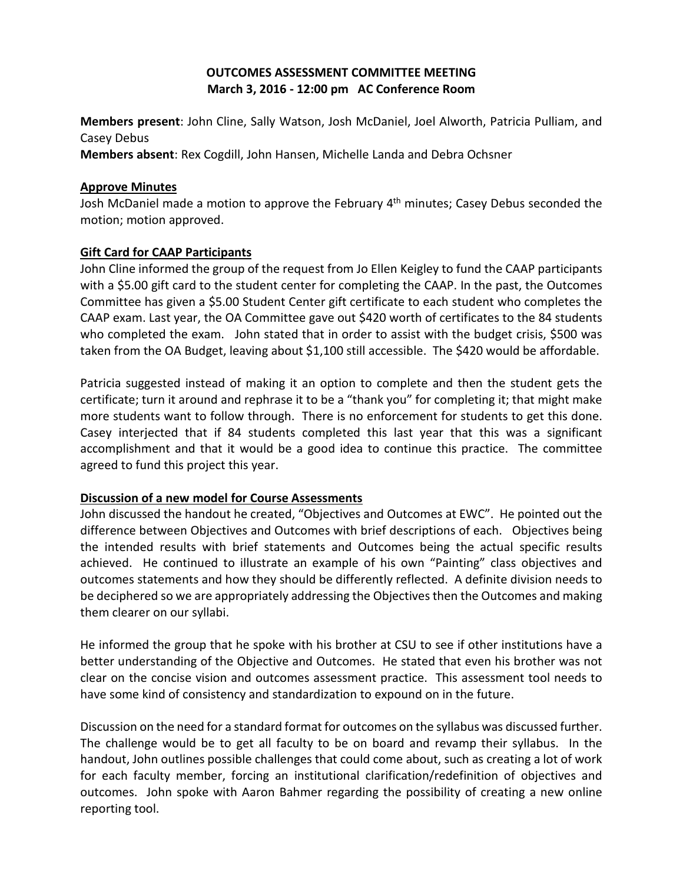**OUTCOMES ASSESSMENT COMMITTEE MEETING**
**March 3, 2016 - 12:00 pm AC Conference Room**

**Members present**: John Cline, Sally Watson, Josh McDaniel, Joel Alworth, Patricia Pulliam, and Casey Debus
**Members absent**: Rex Cogdill, John Hansen, Michelle Landa and Debra Ochsner

**Approve Minutes**

Josh McDaniel made a motion to approve the February 4th minutes; Casey Debus seconded the motion; motion approved.

**Gift Card for CAAP Participants**

John Cline informed the group of the request from Jo Ellen Keigley to fund the CAAP participants with a $5.00 gift card to the student center for completing the CAAP. In the past, the Outcomes Committee has given a $5.00 Student Center gift certificate to each student who completes the CAAP exam. Last year, the OA Committee gave out $420 worth of certificates to the 84 students who completed the exam. John stated that in order to assist with the budget crisis, $500 was taken from the OA Budget, leaving about $1,100 still accessible. The $420 would be affordable.

Patricia suggested instead of making it an option to complete and then the student gets the certificate; turn it around and rephrase it to be a "thank you" for completing it; that might make more students want to follow through. There is no enforcement for students to get this done. Casey interjected that if 84 students completed this last year that this was a significant accomplishment and that it would be a good idea to continue this practice. The committee agreed to fund this project this year.

**Discussion of a new model for Course Assessments**

John discussed the handout he created, "Objectives and Outcomes at EWC". He pointed out the difference between Objectives and Outcomes with brief descriptions of each. Objectives being the intended results with brief statements and Outcomes being the actual specific results achieved. He continued to illustrate an example of his own "Painting" class objectives and outcomes statements and how they should be differently reflected. A definite division needs to be deciphered so we are appropriately addressing the Objectives then the Outcomes and making them clearer on our syllabi.

He informed the group that he spoke with his brother at CSU to see if other institutions have a better understanding of the Objective and Outcomes. He stated that even his brother was not clear on the concise vision and outcomes assessment practice. This assessment tool needs to have some kind of consistency and standardization to expound on in the future.

Discussion on the need for a standard format for outcomes on the syllabus was discussed further. The challenge would be to get all faculty to be on board and revamp their syllabus. In the handout, John outlines possible challenges that could come about, such as creating a lot of work for each faculty member, forcing an institutional clarification/redefinition of objectives and outcomes. John spoke with Aaron Bahmer regarding the possibility of creating a new online reporting tool.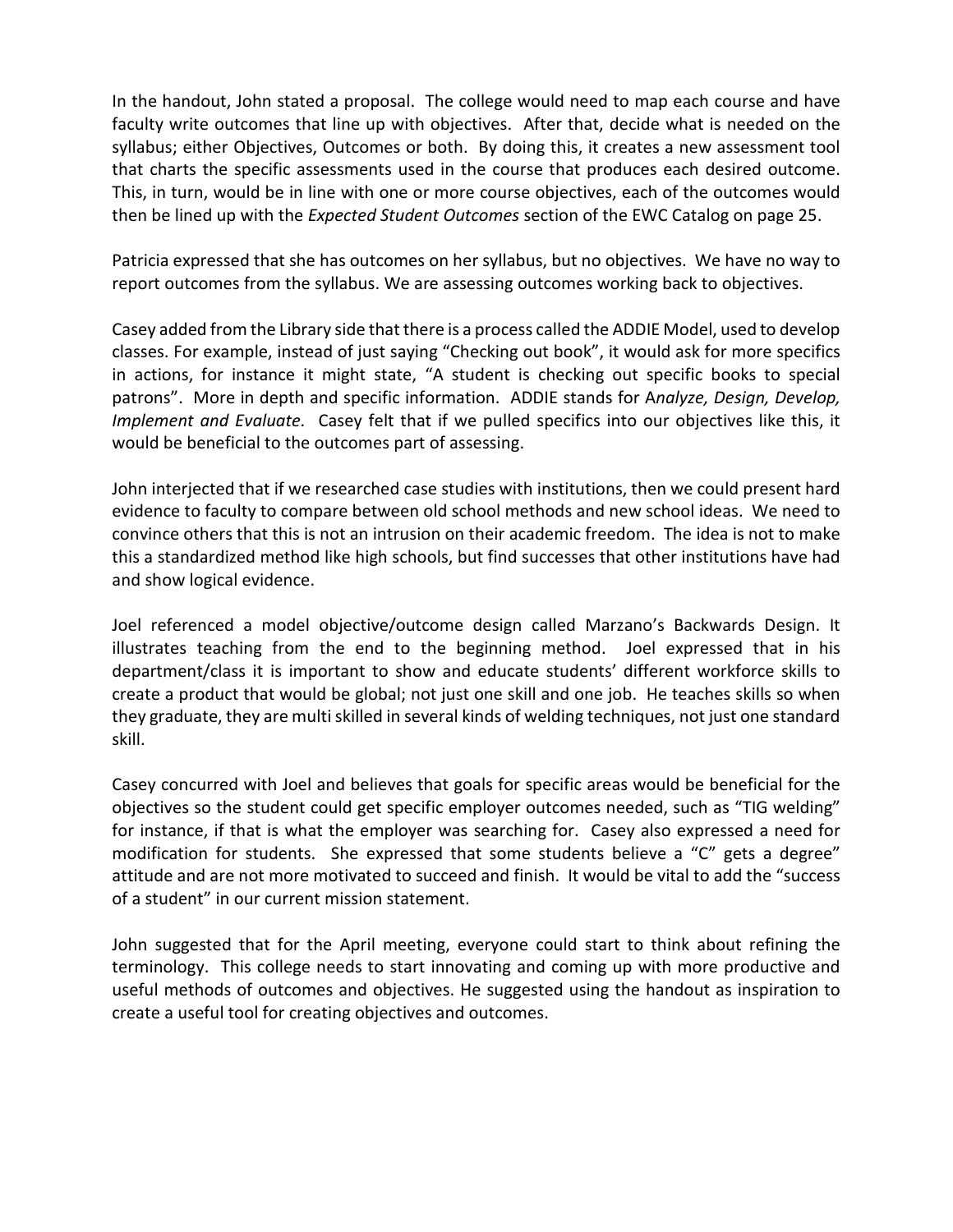In the handout, John stated a proposal. The college would need to map each course and have faculty write outcomes that line up with objectives. After that, decide what is needed on the syllabus; either Objectives, Outcomes or both. By doing this, it creates a new assessment tool that charts the specific assessments used in the course that produces each desired outcome. This, in turn, would be in line with one or more course objectives, each of the outcomes would then be lined up with the *Expected Student Outcomes* section of the EWC Catalog on page 25.

Patricia expressed that she has outcomes on her syllabus, but no objectives. We have no way to report outcomes from the syllabus. We are assessing outcomes working back to objectives.

Casey added from the Library side that there is a process called the ADDIE Model, used to develop classes. For example, instead of just saying "Checking out book", it would ask for more specifics in actions, for instance it might state, "A student is checking out specific books to special patrons". More in depth and specific information. ADDIE stands for A*nalyze, Design, Develop, Implement and Evaluate.* Casey felt that if we pulled specifics into our objectives like this, it would be beneficial to the outcomes part of assessing.

John interjected that if we researched case studies with institutions, then we could present hard evidence to faculty to compare between old school methods and new school ideas. We need to convince others that this is not an intrusion on their academic freedom. The idea is not to make this a standardized method like high schools, but find successes that other institutions have had and show logical evidence.

Joel referenced a model objective/outcome design called Marzano's Backwards Design. It illustrates teaching from the end to the beginning method. Joel expressed that in his department/class it is important to show and educate students' different workforce skills to create a product that would be global; not just one skill and one job. He teaches skills so when they graduate, they are multi skilled in several kinds of welding techniques, not just one standard skill.

Casey concurred with Joel and believes that goals for specific areas would be beneficial for the objectives so the student could get specific employer outcomes needed, such as "TIG welding" for instance, if that is what the employer was searching for. Casey also expressed a need for modification for students. She expressed that some students believe a "C" gets a degree" attitude and are not more motivated to succeed and finish. It would be vital to add the "success of a student" in our current mission statement.

John suggested that for the April meeting, everyone could start to think about refining the terminology. This college needs to start innovating and coming up with more productive and useful methods of outcomes and objectives. He suggested using the handout as inspiration to create a useful tool for creating objectives and outcomes.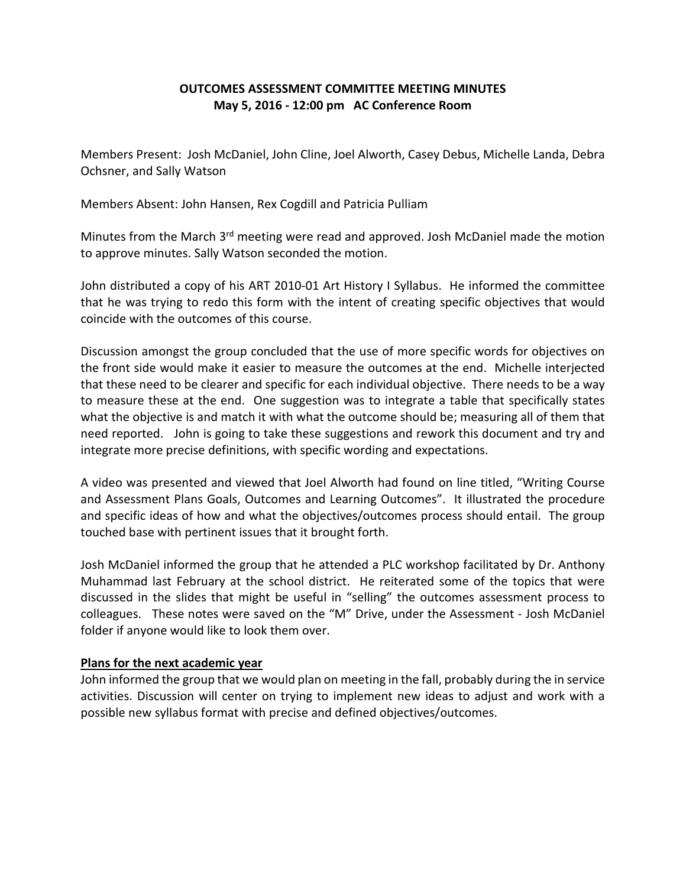**OUTCOMES ASSESSMENT COMMITTEE MEETING MINUTES**
**May 5, 2016 - 12:00 pm AC Conference Room**

Members Present: Josh McDaniel, John Cline, Joel Alworth, Casey Debus, Michelle Landa, Debra Ochsner, and Sally Watson

Members Absent: John Hansen, Rex Cogdill and Patricia Pulliam

Minutes from the March 3rd meeting were read and approved. Josh McDaniel made the motion to approve minutes. Sally Watson seconded the motion.

John distributed a copy of his ART 2010-01 Art History I Syllabus. He informed the committee that he was trying to redo this form with the intent of creating specific objectives that would coincide with the outcomes of this course.

Discussion amongst the group concluded that the use of more specific words for objectives on the front side would make it easier to measure the outcomes at the end. Michelle interjected that these need to be clearer and specific for each individual objective. There needs to be a way to measure these at the end. One suggestion was to integrate a table that specifically states what the objective is and match it with what the outcome should be; measuring all of them that need reported. John is going to take these suggestions and rework this document and try and integrate more precise definitions, with specific wording and expectations.

A video was presented and viewed that Joel Alworth had found on line titled, "Writing Course and Assessment Plans Goals, Outcomes and Learning Outcomes". It illustrated the procedure and specific ideas of how and what the objectives/outcomes process should entail. The group touched base with pertinent issues that it brought forth.

Josh McDaniel informed the group that he attended a PLC workshop facilitated by Dr. Anthony Muhammad last February at the school district. He reiterated some of the topics that were discussed in the slides that might be useful in "selling" the outcomes assessment process to colleagues. These notes were saved on the "M" Drive, under the Assessment - Josh McDaniel folder if anyone would like to look them over.

**Plans for the next academic year**

John informed the group that we would plan on meeting in the fall, probably during the in service activities. Discussion will center on trying to implement new ideas to adjust and work with a possible new syllabus format with precise and defined objectives/outcomes.